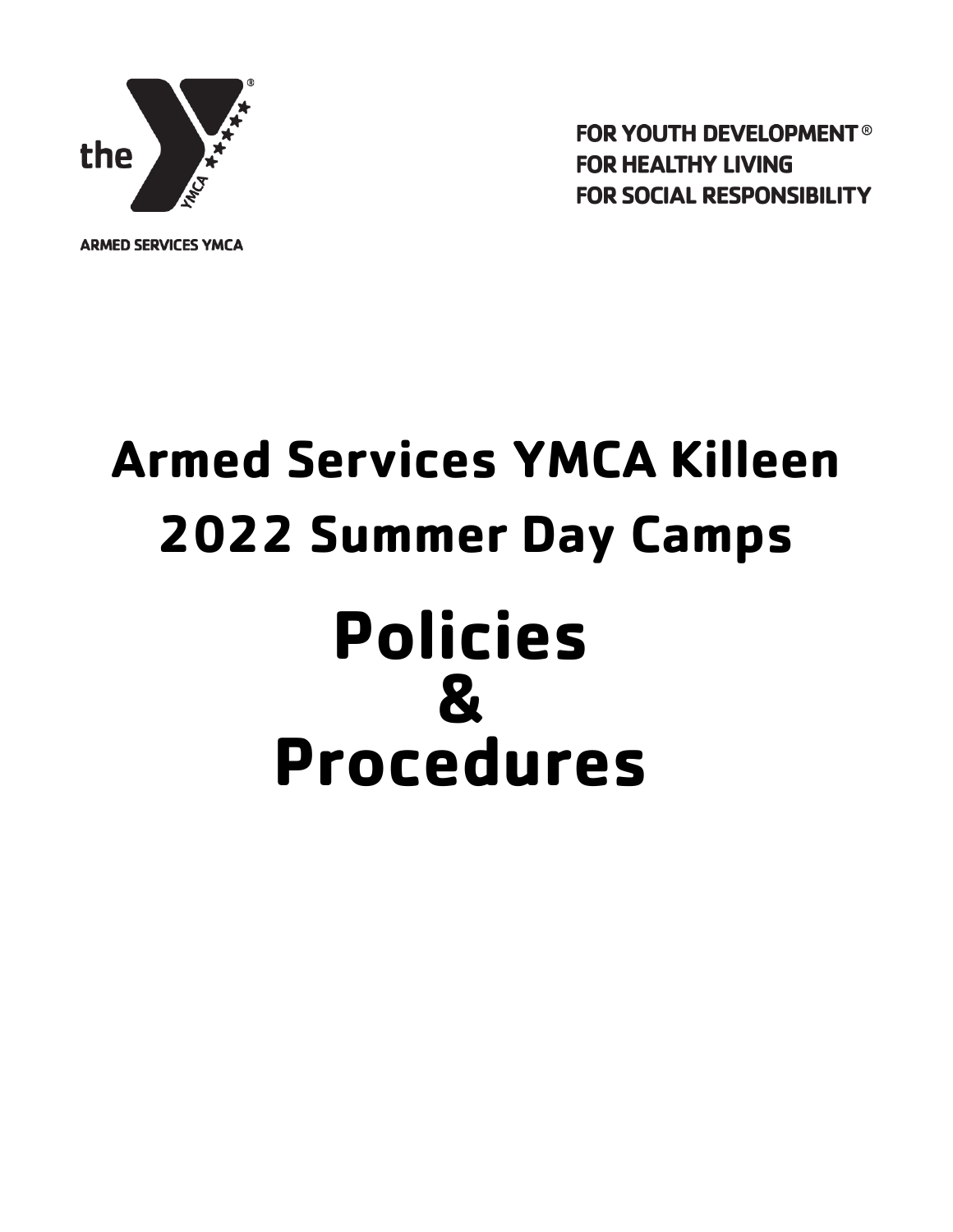ARMED SERVICES YMCA

FOR YOUTH DEVELOPMENT®
FOR HEALTHY LIVING
FOR SOCIAL RESPONSIBILITY

# Armed Services YMCA Killeen

# 2022 Summer Day Camps

# Policies & Procedures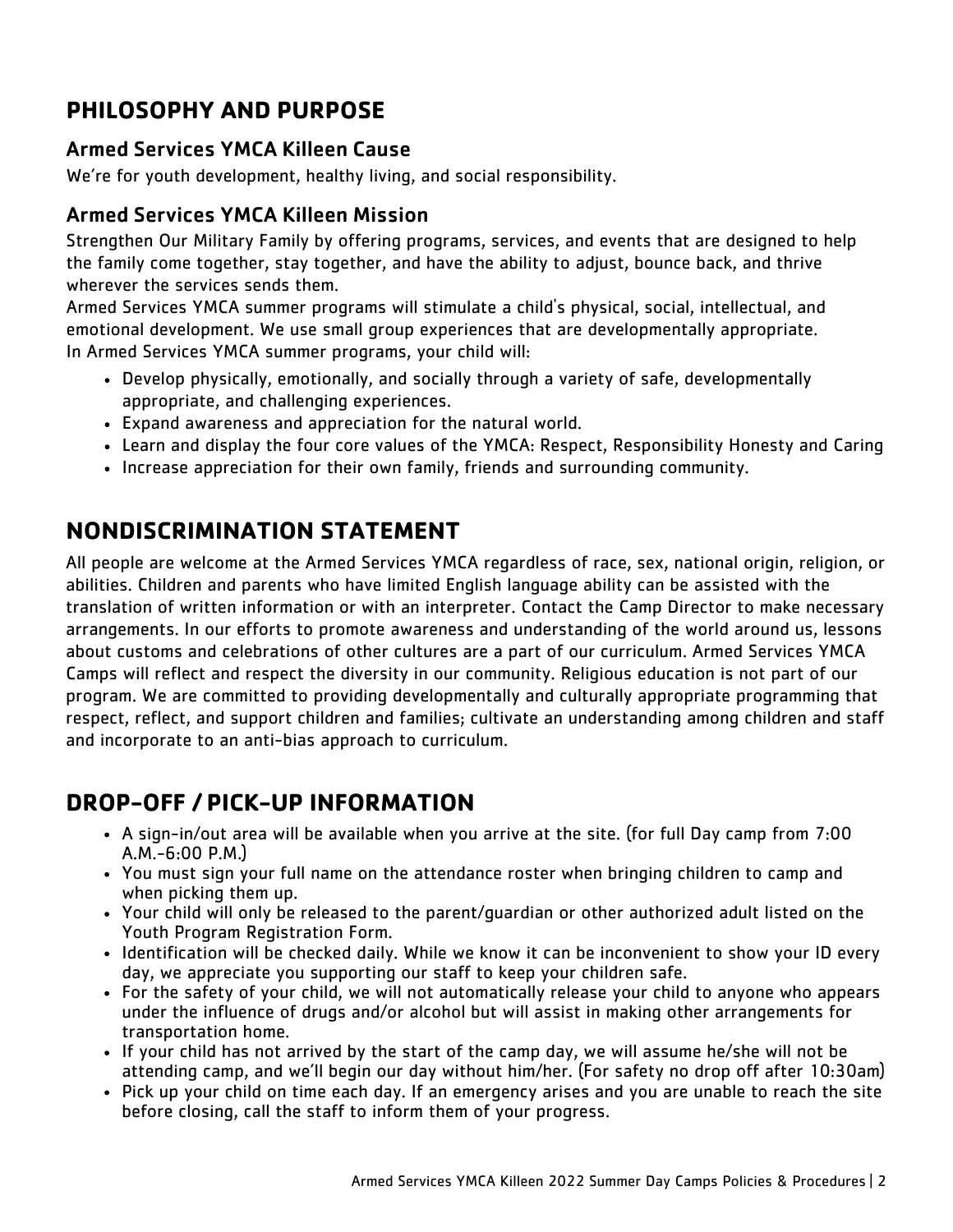## PHILOSOPHY AND PURPOSE

### Armed Services YMCA Killeen Cause

We're for youth development, healthy living, and social responsibility.

### Armed Services YMCA Killeen Mission

Strengthen Our Military Family by offering programs, services, and events that are designed to help the family come together, stay together, and have the ability to adjust, bounce back, and thrive wherever the services sends them.

Armed Services YMCA summer programs will stimulate a child's physical, social, intellectual, and emotional development. We use small group experiences that are developmentally appropriate.

In Armed Services YMCA summer programs, your child will:

- Develop physically, emotionally, and socially through a variety of safe, developmentally appropriate, and challenging experiences.
- Expand awareness and appreciation for the natural world.
- Learn and display the four core values of the YMCA: Respect, Responsibility Honesty and Caring
- Increase appreciation for their own family, friends and surrounding community.

## NONDISCRIMINATION STATEMENT

All people are welcome at the Armed Services YMCA regardless of race, sex, national origin, religion, or abilities. Children and parents who have limited English language ability can be assisted with the translation of written information or with an interpreter. Contact the Camp Director to make necessary arrangements. In our efforts to promote awareness and understanding of the world around us, lessons about customs and celebrations of other cultures are a part of our curriculum. Armed Services YMCA Camps will reflect and respect the diversity in our community. Religious education is not part of our program. We are committed to providing developmentally and culturally appropriate programming that respect, reflect, and support children and families; cultivate an understanding among children and staff and incorporate to an anti-bias approach to curriculum.

## DROP-OFF / PICK-UP INFORMATION

- A sign-in/out area will be available when you arrive at the site. (for full Day camp from 7:00 A.M.-6:00 P.M.)
- You must sign your full name on the attendance roster when bringing children to camp and when picking them up.
- Your child will only be released to the parent/guardian or other authorized adult listed on the Youth Program Registration Form.
- Identification will be checked daily. While we know it can be inconvenient to show your ID every day, we appreciate you supporting our staff to keep your children safe.
- For the safety of your child, we will not automatically release your child to anyone who appears under the influence of drugs and/or alcohol but will assist in making other arrangements for transportation home.
- If your child has not arrived by the start of the camp day, we will assume he/she will not be attending camp, and we'll begin our day without him/her. (For safety no drop off after 10:30am)
- Pick up your child on time each day. If an emergency arises and you are unable to reach the site before closing, call the staff to inform them of your progress.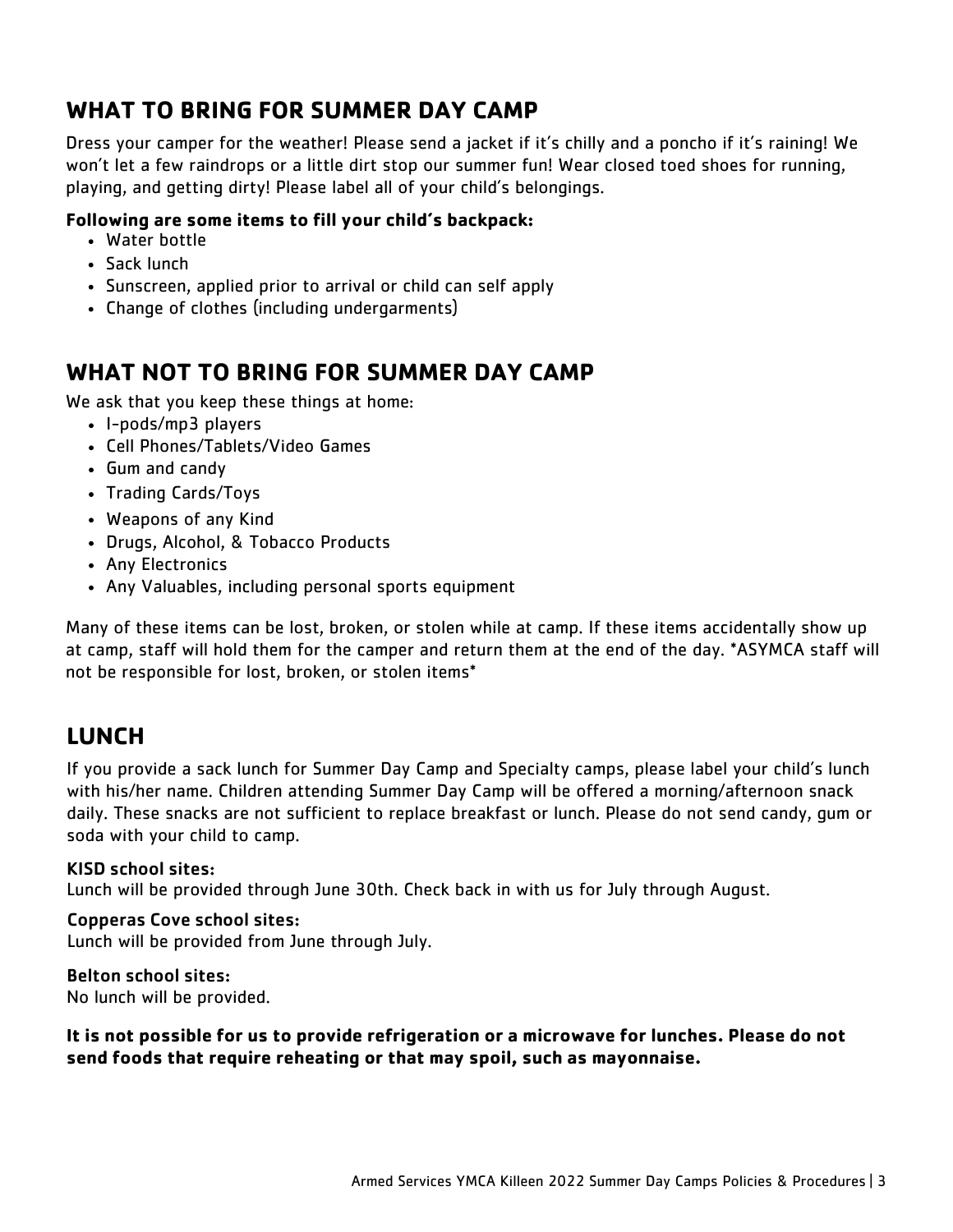## WHAT TO BRING FOR SUMMER DAY CAMP

Dress your camper for the weather! Please send a jacket if it's chilly and a poncho if it's raining! We won't let a few raindrops or a little dirt stop our summer fun! Wear closed toed shoes for running, playing, and getting dirty! Please label all of your child's belongings.

**Following are some items to fill your child's backpack:**

- Water bottle
- Sack lunch
- Sunscreen, applied prior to arrival or child can self apply
- Change of clothes (including undergarments)

## WHAT NOT TO BRING FOR SUMMER DAY CAMP

We ask that you keep these things at home:

- I-pods/mp3 players
- Cell Phones/Tablets/Video Games
- Gum and candy
- Trading Cards/Toys
- Weapons of any Kind
- Drugs, Alcohol, & Tobacco Products
- Any Electronics
- Any Valuables, including personal sports equipment

Many of these items can be lost, broken, or stolen while at camp. If these items accidentally show up at camp, staff will hold them for the camper and return them at the end of the day. *ASYMCA staff will not be responsible for lost, broken, or stolen items*

## LUNCH

If you provide a sack lunch for Summer Day Camp and Specialty camps, please label your child's lunch with his/her name. Children attending Summer Day Camp will be offered a morning/afternoon snack daily. These snacks are not sufficient to replace breakfast or lunch. Please do not send candy, gum or soda with your child to camp.

**KISD school sites:**
Lunch will be provided through June 30th. Check back in with us for July through August.

**Copperas Cove school sites:**
Lunch will be provided from June through July.

**Belton school sites:**
No lunch will be provided.

**It is not possible for us to provide refrigeration or a microwave for lunches. Please do not send foods that require reheating or that may spoil, such as mayonnaise.**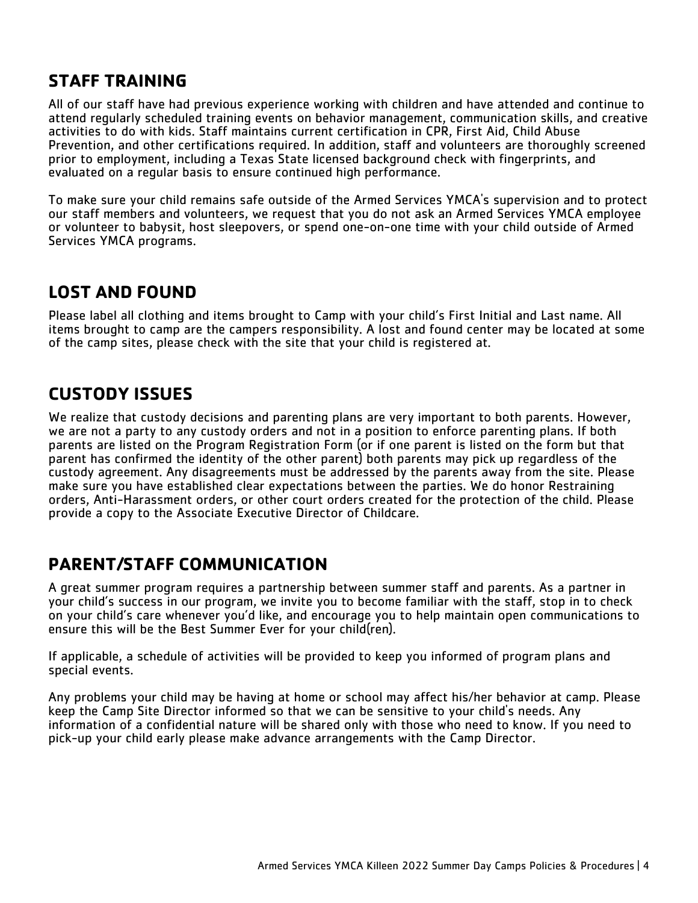## STAFF TRAINING

All of our staff have had previous experience working with children and have attended and continue to attend regularly scheduled training events on behavior management, communication skills, and creative activities to do with kids. Staff maintains current certification in CPR, First Aid, Child Abuse Prevention, and other certifications required. In addition, staff and volunteers are thoroughly screened prior to employment, including a Texas State licensed background check with fingerprints, and evaluated on a regular basis to ensure continued high performance.

To make sure your child remains safe outside of the Armed Services YMCA's supervision and to protect our staff members and volunteers, we request that you do not ask an Armed Services YMCA employee or volunteer to babysit, host sleepovers, or spend one-on-one time with your child outside of Armed Services YMCA programs.

## LOST AND FOUND

Please label all clothing and items brought to Camp with your child's First Initial and Last name. All items brought to camp are the campers responsibility. A lost and found center may be located at some of the camp sites, please check with the site that your child is registered at.

## CUSTODY ISSUES

We realize that custody decisions and parenting plans are very important to both parents. However, we are not a party to any custody orders and not in a position to enforce parenting plans. If both parents are listed on the Program Registration Form (or if one parent is listed on the form but that parent has confirmed the identity of the other parent) both parents may pick up regardless of the custody agreement. Any disagreements must be addressed by the parents away from the site. Please make sure you have established clear expectations between the parties. We do honor Restraining orders, Anti-Harassment orders, or other court orders created for the protection of the child. Please provide a copy to the Associate Executive Director of Childcare.

## PARENT/STAFF COMMUNICATION

A great summer program requires a partnership between summer staff and parents. As a partner in your child's success in our program, we invite you to become familiar with the staff, stop in to check on your child's care whenever you'd like, and encourage you to help maintain open communications to ensure this will be the Best Summer Ever for your child(ren).

If applicable, a schedule of activities will be provided to keep you informed of program plans and special events.

Any problems your child may be having at home or school may affect his/her behavior at camp. Please keep the Camp Site Director informed so that we can be sensitive to your child's needs. Any information of a confidential nature will be shared only with those who need to know. If you need to pick-up your child early please make advance arrangements with the Camp Director.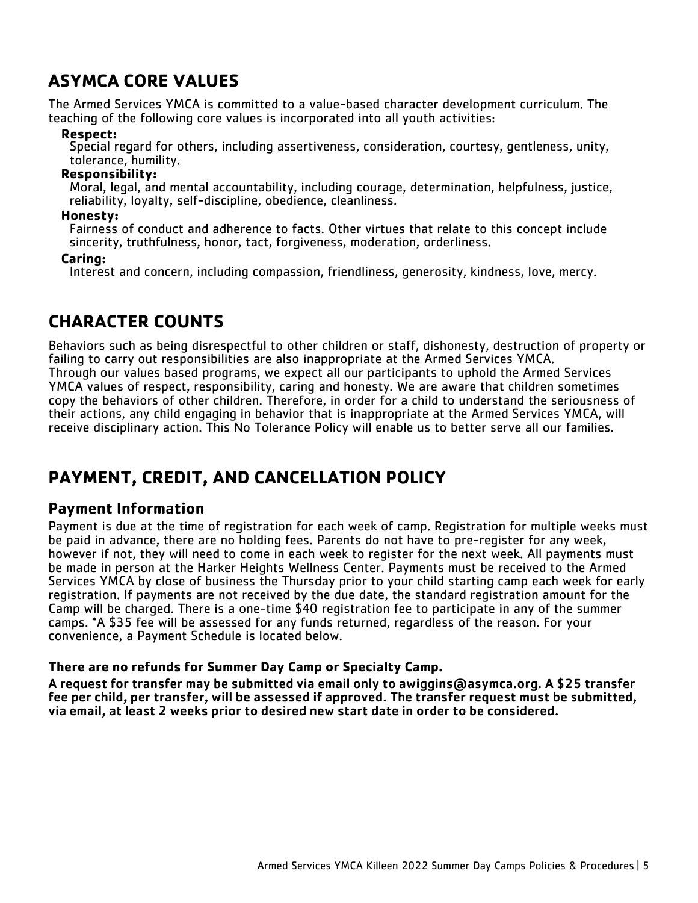## ASYMCA CORE VALUES

The Armed Services YMCA is committed to a value-based character development curriculum. The teaching of the following core values is incorporated into all youth activities:

**Respect:**
Special regard for others, including assertiveness, consideration, courtesy, gentleness, unity, tolerance, humility.

**Responsibility:**
Moral, legal, and mental accountability, including courage, determination, helpfulness, justice, reliability, loyalty, self-discipline, obedience, cleanliness.

**Honesty:**
Fairness of conduct and adherence to facts. Other virtues that relate to this concept include sincerity, truthfulness, honor, tact, forgiveness, moderation, orderliness.

**Caring:**
Interest and concern, including compassion, friendliness, generosity, kindness, love, mercy.

## CHARACTER COUNTS

Behaviors such as being disrespectful to other children or staff, dishonesty, destruction of property or failing to carry out responsibilities are also inappropriate at the Armed Services YMCA.
Through our values based programs, we expect all our participants to uphold the Armed Services YMCA values of respect, responsibility, caring and honesty. We are aware that children sometimes copy the behaviors of other children. Therefore, in order for a child to understand the seriousness of their actions, any child engaging in behavior that is inappropriate at the Armed Services YMCA, will receive disciplinary action. This No Tolerance Policy will enable us to better serve all our families.

## PAYMENT, CREDIT, AND CANCELLATION POLICY

### Payment Information

Payment is due at the time of registration for each week of camp. Registration for multiple weeks must be paid in advance, there are no holding fees. Parents do not have to pre-register for any week, however if not, they will need to come in each week to register for the next week. All payments must be made in person at the Harker Heights Wellness Center. Payments must be received to the Armed Services YMCA by close of business the Thursday prior to your child starting camp each week for early registration. If payments are not received by the due date, the standard registration amount for the Camp will be charged. There is a one-time $40 registration fee to participate in any of the summer camps. *A $35 fee will be assessed for any funds returned, regardless of the reason. For your convenience, a Payment Schedule is located below.

**There are no refunds for Summer Day Camp or Specialty Camp.**

**A request for transfer may be submitted via email only to awiggins@asymca.org. A $25 transfer fee per child, per transfer, will be assessed if approved. The transfer request must be submitted, via email, at least 2 weeks prior to desired new start date in order to be considered.**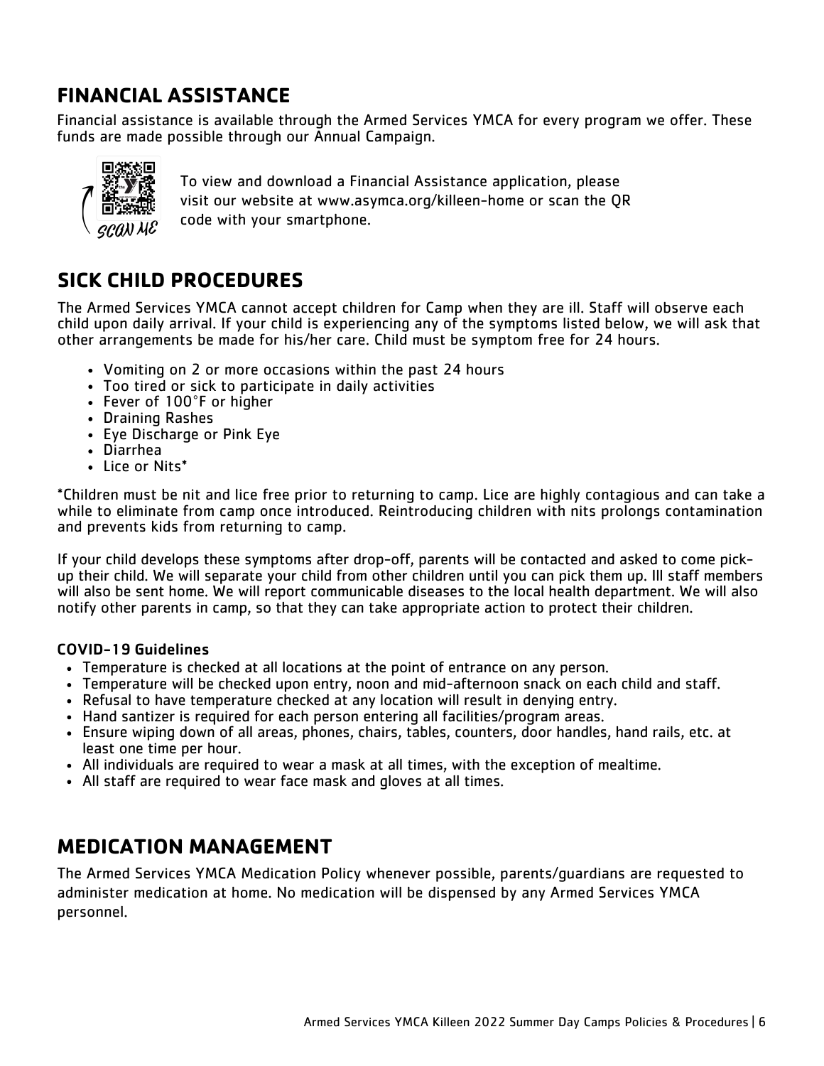## FINANCIAL ASSISTANCE

Financial assistance is available through the Armed Services YMCA for every program we offer. These funds are made possible through our Annual Campaign.

To view and download a Financial Assistance application, please visit our website at www.asymca.org/killeen-home or scan the QR code with your smartphone.

## SICK CHILD PROCEDURES

The Armed Services YMCA cannot accept children for Camp when they are ill. Staff will observe each child upon daily arrival. If your child is experiencing any of the symptoms listed below, we will ask that other arrangements be made for his/her care. Child must be symptom free for 24 hours.

- Vomiting on 2 or more occasions within the past 24 hours
- Too tired or sick to participate in daily activities
- Fever of 100°F or higher
- Draining Rashes
- Eye Discharge or Pink Eye
- Diarrhea
- Lice or Nits*

*Children must be nit and lice free prior to returning to camp. Lice are highly contagious and can take a while to eliminate from camp once introduced. Reintroducing children with nits prolongs contamination and prevents kids from returning to camp.

If your child develops these symptoms after drop-off, parents will be contacted and asked to come pick-up their child. We will separate your child from other children until you can pick them up. Ill staff members will also be sent home. We will report communicable diseases to the local health department. We will also notify other parents in camp, so that they can take appropriate action to protect their children.

### COVID-19 Guidelines

- Temperature is checked at all locations at the point of entrance on any person.
- Temperature will be checked upon entry, noon and mid-afternoon snack on each child and staff.
- Refusal to have temperature checked at any location will result in denying entry.
- Hand santizer is required for each person entering all facilities/program areas.
- Ensure wiping down of all areas, phones, chairs, tables, counters, door handles, hand rails, etc. at least one time per hour.
- All individuals are required to wear a mask at all times, with the exception of mealtime.
- All staff are required to wear face mask and gloves at all times.

## MEDICATION MANAGEMENT

The Armed Services YMCA Medication Policy whenever possible, parents/guardians are requested to administer medication at home. No medication will be dispensed by any Armed Services YMCA personnel.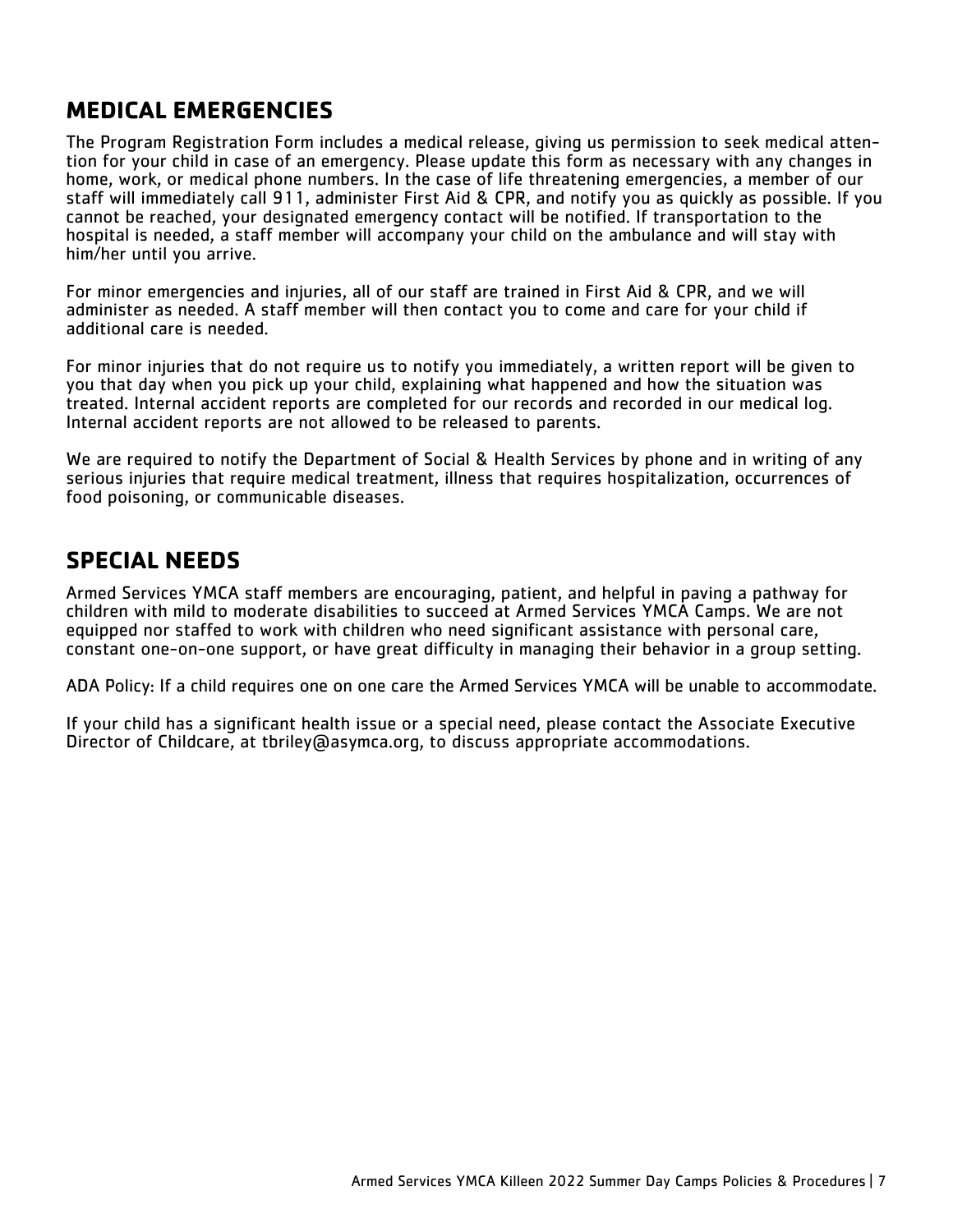## MEDICAL EMERGENCIES

The Program Registration Form includes a medical release, giving us permission to seek medical attention for your child in case of an emergency. Please update this form as necessary with any changes in home, work, or medical phone numbers. In the case of life threatening emergencies, a member of our staff will immediately call 911, administer First Aid & CPR, and notify you as quickly as possible. If you cannot be reached, your designated emergency contact will be notified. If transportation to the hospital is needed, a staff member will accompany your child on the ambulance and will stay with him/her until you arrive.

For minor emergencies and injuries, all of our staff are trained in First Aid & CPR, and we will administer as needed. A staff member will then contact you to come and care for your child if additional care is needed.

For minor injuries that do not require us to notify you immediately, a written report will be given to you that day when you pick up your child, explaining what happened and how the situation was treated. Internal accident reports are completed for our records and recorded in our medical log. Internal accident reports are not allowed to be released to parents.

We are required to notify the Department of Social & Health Services by phone and in writing of any serious injuries that require medical treatment, illness that requires hospitalization, occurrences of food poisoning, or communicable diseases.

## SPECIAL NEEDS

Armed Services YMCA staff members are encouraging, patient, and helpful in paving a pathway for children with mild to moderate disabilities to succeed at Armed Services YMCA Camps. We are not equipped nor staffed to work with children who need significant assistance with personal care, constant one-on-one support, or have great difficulty in managing their behavior in a group setting.

ADA Policy: If a child requires one on one care the Armed Services YMCA will be unable to accommodate.

If your child has a significant health issue or a special need, please contact the Associate Executive Director of Childcare, at tbriley@asymca.org, to discuss appropriate accommodations.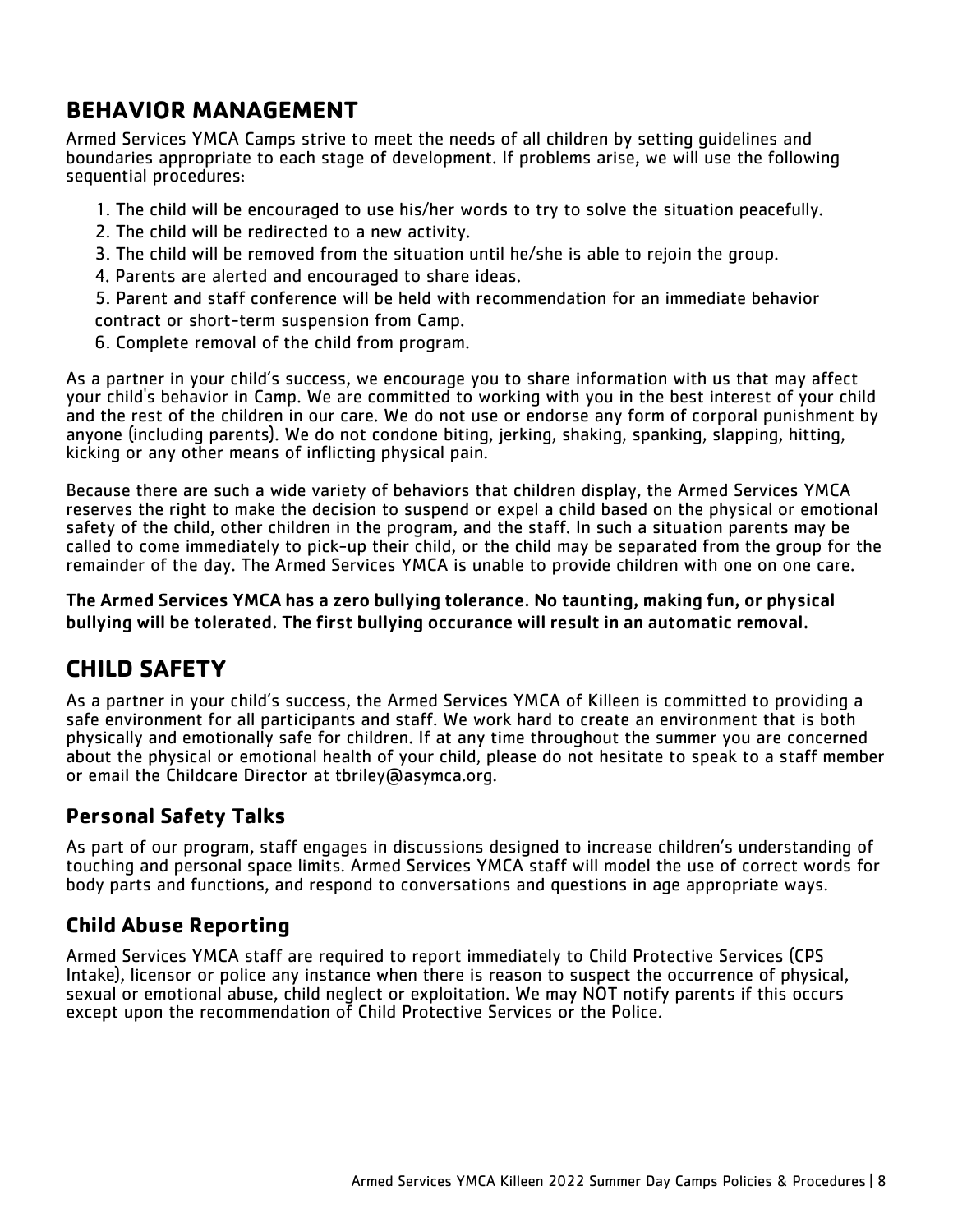## BEHAVIOR MANAGEMENT

Armed Services YMCA Camps strive to meet the needs of all children by setting guidelines and boundaries appropriate to each stage of development. If problems arise, we will use the following sequential procedures:

1. The child will be encouraged to use his/her words to try to solve the situation peacefully.
2. The child will be redirected to a new activity.
3. The child will be removed from the situation until he/she is able to rejoin the group.
4. Parents are alerted and encouraged to share ideas.
5. Parent and staff conference will be held with recommendation for an immediate behavior contract or short-term suspension from Camp.
6. Complete removal of the child from program.

As a partner in your child's success, we encourage you to share information with us that may affect your child's behavior in Camp. We are committed to working with you in the best interest of your child and the rest of the children in our care. We do not use or endorse any form of corporal punishment by anyone (including parents). We do not condone biting, jerking, shaking, spanking, slapping, hitting, kicking or any other means of inflicting physical pain.

Because there are such a wide variety of behaviors that children display, the Armed Services YMCA reserves the right to make the decision to suspend or expel a child based on the physical or emotional safety of the child, other children in the program, and the staff. In such a situation parents may be called to come immediately to pick-up their child, or the child may be separated from the group for the remainder of the day. The Armed Services YMCA is unable to provide children with one on one care.

**The Armed Services YMCA has a zero bullying tolerance. No taunting, making fun, or physical bullying will be tolerated. The first bullying occurance will result in an automatic removal.**

## CHILD SAFETY

As a partner in your child's success, the Armed Services YMCA of Killeen is committed to providing a safe environment for all participants and staff. We work hard to create an environment that is both physically and emotionally safe for children. If at any time throughout the summer you are concerned about the physical or emotional health of your child, please do not hesitate to speak to a staff member or email the Childcare Director at tbriley@asymca.org.

### Personal Safety Talks

As part of our program, staff engages in discussions designed to increase children's understanding of touching and personal space limits. Armed Services YMCA staff will model the use of correct words for body parts and functions, and respond to conversations and questions in age appropriate ways.

### Child Abuse Reporting

Armed Services YMCA staff are required to report immediately to Child Protective Services (CPS Intake), licensor or police any instance when there is reason to suspect the occurrence of physical, sexual or emotional abuse, child neglect or exploitation. We may NOT notify parents if this occurs except upon the recommendation of Child Protective Services or the Police.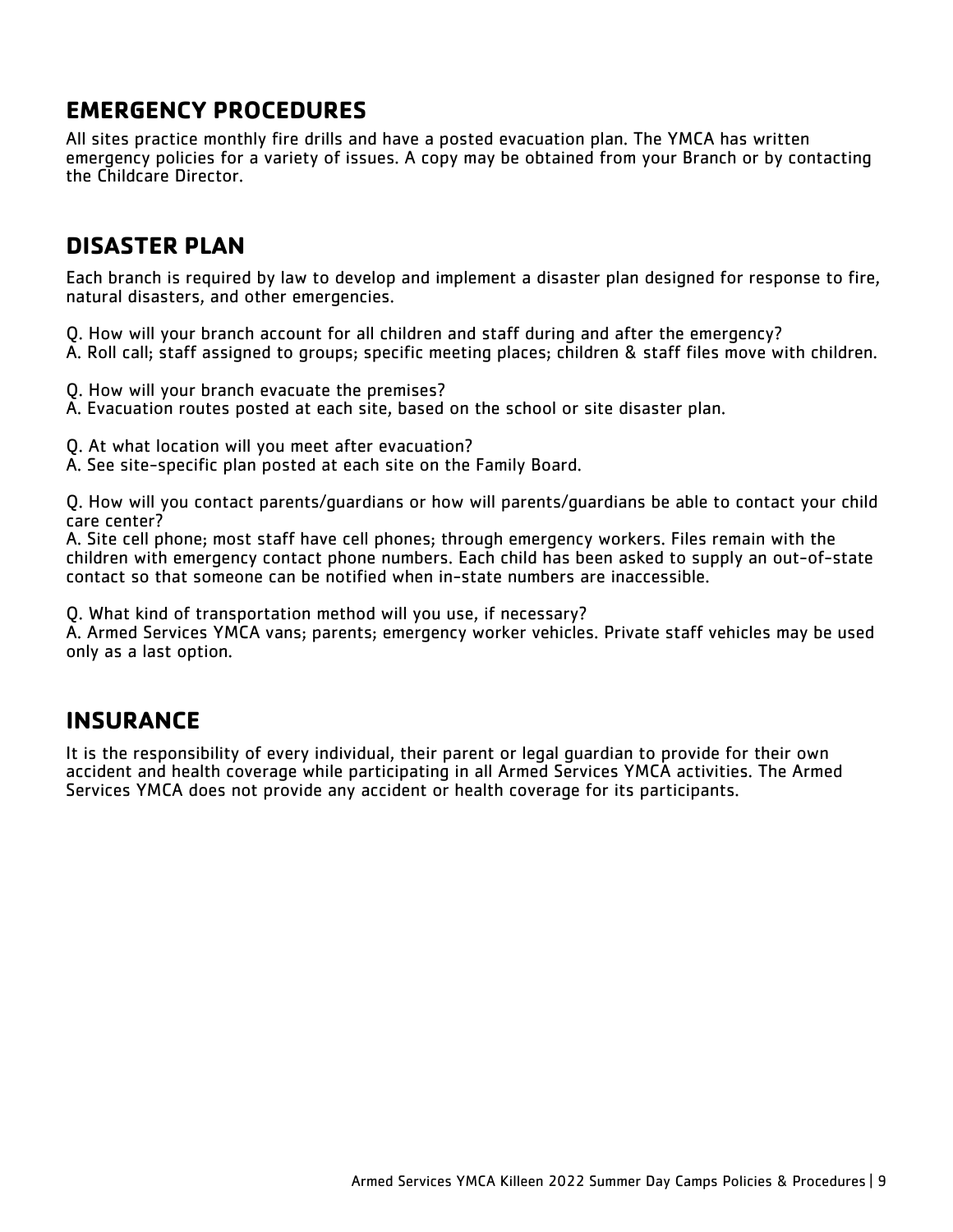## EMERGENCY PROCEDURES

All sites practice monthly fire drills and have a posted evacuation plan. The YMCA has written emergency policies for a variety of issues. A copy may be obtained from your Branch or by contacting the Childcare Director.

## DISASTER PLAN

Each branch is required by law to develop and implement a disaster plan designed for response to fire, natural disasters, and other emergencies.

Q. How will your branch account for all children and staff during and after the emergency?
A. Roll call; staff assigned to groups; specific meeting places; children & staff files move with children.

Q. How will your branch evacuate the premises?
A. Evacuation routes posted at each site, based on the school or site disaster plan.

Q. At what location will you meet after evacuation?
A. See site-specific plan posted at each site on the Family Board.

Q. How will you contact parents/guardians or how will parents/guardians be able to contact your child care center?
A. Site cell phone; most staff have cell phones; through emergency workers. Files remain with the children with emergency contact phone numbers. Each child has been asked to supply an out-of-state contact so that someone can be notified when in-state numbers are inaccessible.

Q. What kind of transportation method will you use, if necessary?
A. Armed Services YMCA vans; parents; emergency worker vehicles. Private staff vehicles may be used only as a last option.

## INSURANCE

It is the responsibility of every individual, their parent or legal guardian to provide for their own accident and health coverage while participating in all Armed Services YMCA activities. The Armed Services YMCA does not provide any accident or health coverage for its participants.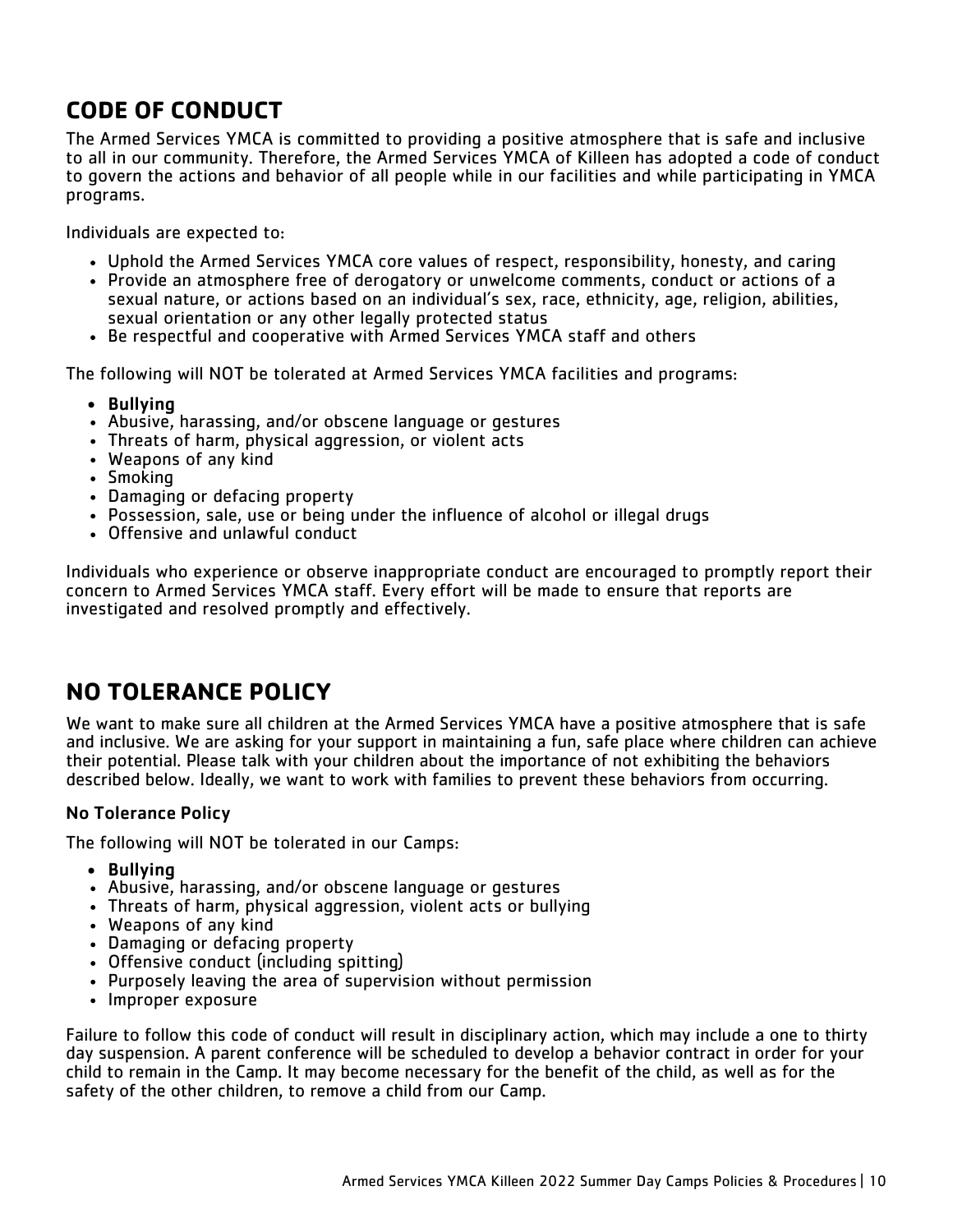## CODE OF CONDUCT

The Armed Services YMCA is committed to providing a positive atmosphere that is safe and inclusive to all in our community. Therefore, the Armed Services YMCA of Killeen has adopted a code of conduct to govern the actions and behavior of all people while in our facilities and while participating in YMCA programs.

Individuals are expected to:

- Uphold the Armed Services YMCA core values of respect, responsibility, honesty, and caring
- Provide an atmosphere free of derogatory or unwelcome comments, conduct or actions of a sexual nature, or actions based on an individual's sex, race, ethnicity, age, religion, abilities, sexual orientation or any other legally protected status
- Be respectful and cooperative with Armed Services YMCA staff and others

The following will NOT be tolerated at Armed Services YMCA facilities and programs:

- Bullying
- Abusive, harassing, and/or obscene language or gestures
- Threats of harm, physical aggression, or violent acts
- Weapons of any kind
- Smoking
- Damaging or defacing property
- Possession, sale, use or being under the influence of alcohol or illegal drugs
- Offensive and unlawful conduct

Individuals who experience or observe inappropriate conduct are encouraged to promptly report their concern to Armed Services YMCA staff. Every effort will be made to ensure that reports are investigated and resolved promptly and effectively.

## NO TOLERANCE POLICY

We want to make sure all children at the Armed Services YMCA have a positive atmosphere that is safe and inclusive. We are asking for your support in maintaining a fun, safe place where children can achieve their potential. Please talk with your children about the importance of not exhibiting the behaviors described below. Ideally, we want to work with families to prevent these behaviors from occurring.

### No Tolerance Policy

The following will NOT be tolerated in our Camps:

- Bullying
- Abusive, harassing, and/or obscene language or gestures
- Threats of harm, physical aggression, violent acts or bullying
- Weapons of any kind
- Damaging or defacing property
- Offensive conduct (including spitting)
- Purposely leaving the area of supervision without permission
- Improper exposure

Failure to follow this code of conduct will result in disciplinary action, which may include a one to thirty day suspension. A parent conference will be scheduled to develop a behavior contract in order for your child to remain in the Camp. It may become necessary for the benefit of the child, as well as for the safety of the other children, to remove a child from our Camp.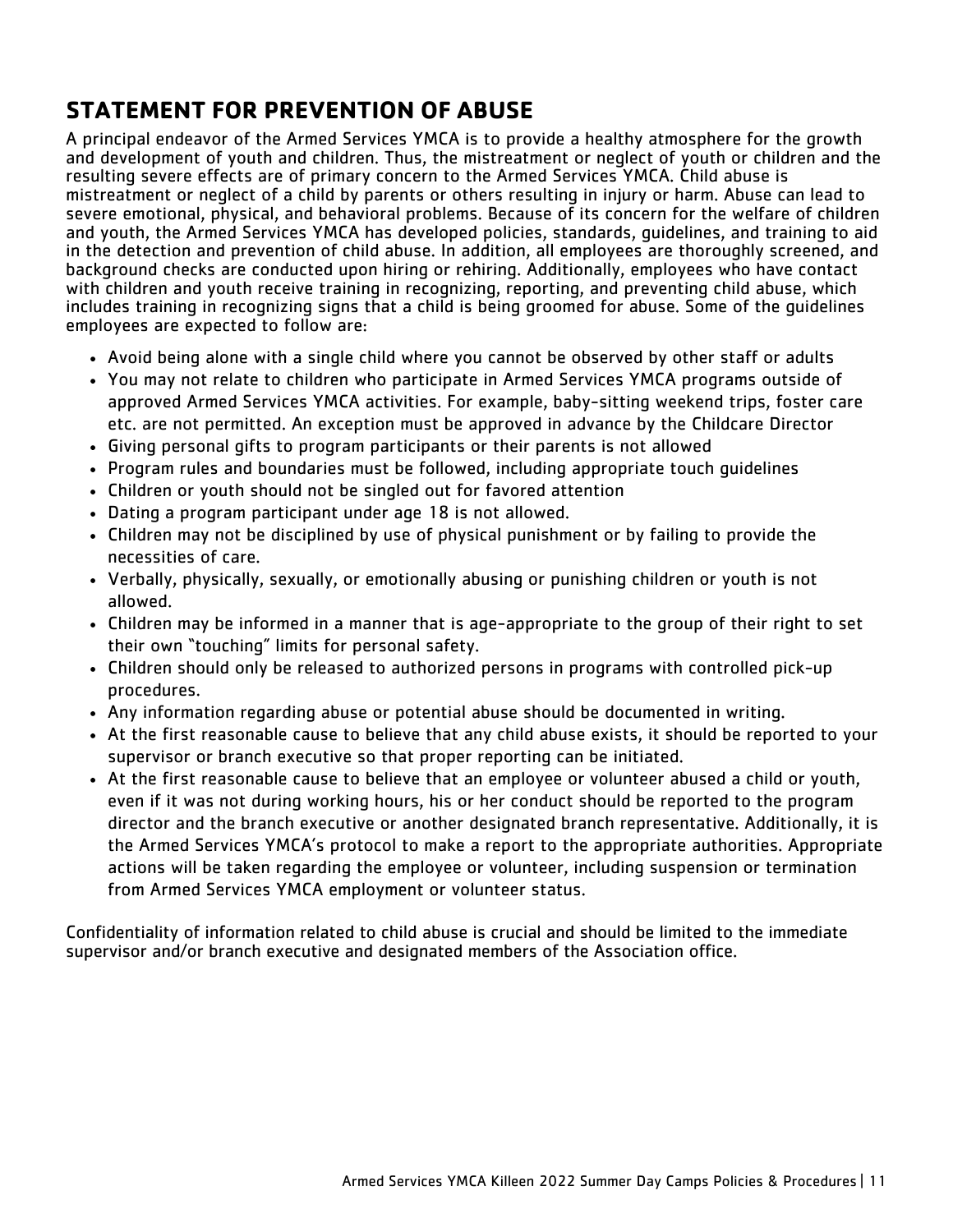## STATEMENT FOR PREVENTION OF ABUSE

A principal endeavor of the Armed Services YMCA is to provide a healthy atmosphere for the growth and development of youth and children. Thus, the mistreatment or neglect of youth or children and the resulting severe effects are of primary concern to the Armed Services YMCA. Child abuse is mistreatment or neglect of a child by parents or others resulting in injury or harm. Abuse can lead to severe emotional, physical, and behavioral problems. Because of its concern for the welfare of children and youth, the Armed Services YMCA has developed policies, standards, guidelines, and training to aid in the detection and prevention of child abuse. In addition, all employees are thoroughly screened, and background checks are conducted upon hiring or rehiring. Additionally, employees who have contact with children and youth receive training in recognizing, reporting, and preventing child abuse, which includes training in recognizing signs that a child is being groomed for abuse. Some of the guidelines employees are expected to follow are:

- Avoid being alone with a single child where you cannot be observed by other staff or adults
- You may not relate to children who participate in Armed Services YMCA programs outside of approved Armed Services YMCA activities. For example, baby-sitting weekend trips, foster care etc. are not permitted. An exception must be approved in advance by the Childcare Director
- Giving personal gifts to program participants or their parents is not allowed
- Program rules and boundaries must be followed, including appropriate touch guidelines
- Children or youth should not be singled out for favored attention
- Dating a program participant under age 18 is not allowed.
- Children may not be disciplined by use of physical punishment or by failing to provide the necessities of care.
- Verbally, physically, sexually, or emotionally abusing or punishing children or youth is not allowed.
- Children may be informed in a manner that is age-appropriate to the group of their right to set their own "touching" limits for personal safety.
- Children should only be released to authorized persons in programs with controlled pick-up procedures.
- Any information regarding abuse or potential abuse should be documented in writing.
- At the first reasonable cause to believe that any child abuse exists, it should be reported to your supervisor or branch executive so that proper reporting can be initiated.
- At the first reasonable cause to believe that an employee or volunteer abused a child or youth, even if it was not during working hours, his or her conduct should be reported to the program director and the branch executive or another designated branch representative. Additionally, it is the Armed Services YMCA's protocol to make a report to the appropriate authorities. Appropriate actions will be taken regarding the employee or volunteer, including suspension or termination from Armed Services YMCA employment or volunteer status.

Confidentiality of information related to child abuse is crucial and should be limited to the immediate supervisor and/or branch executive and designated members of the Association office.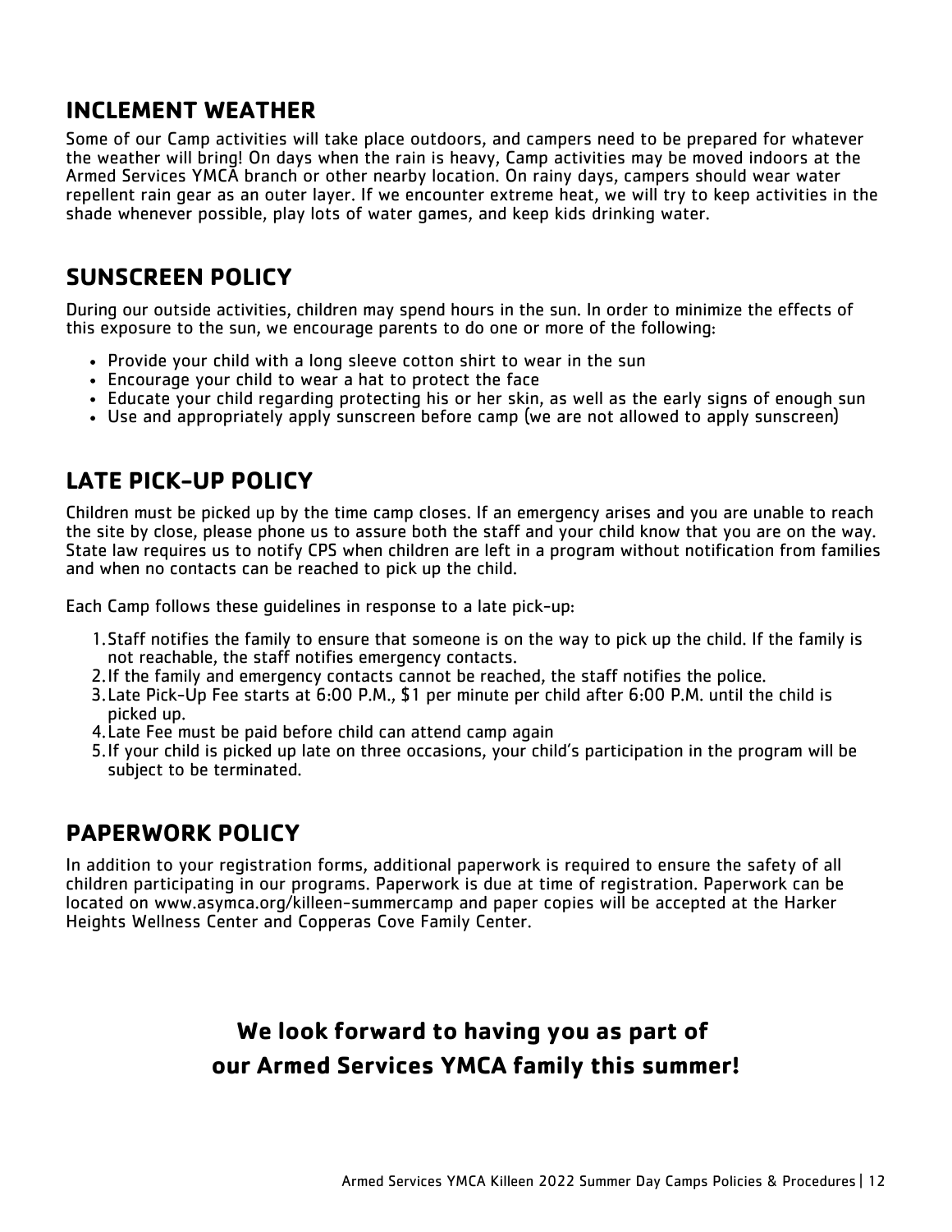## INCLEMENT WEATHER

Some of our Camp activities will take place outdoors, and campers need to be prepared for whatever the weather will bring! On days when the rain is heavy, Camp activities may be moved indoors at the Armed Services YMCA branch or other nearby location. On rainy days, campers should wear water repellent rain gear as an outer layer. If we encounter extreme heat, we will try to keep activities in the shade whenever possible, play lots of water games, and keep kids drinking water.

## SUNSCREEN POLICY

During our outside activities, children may spend hours in the sun. In order to minimize the effects of this exposure to the sun, we encourage parents to do one or more of the following:

- Provide your child with a long sleeve cotton shirt to wear in the sun
- Encourage your child to wear a hat to protect the face
- Educate your child regarding protecting his or her skin, as well as the early signs of enough sun
- Use and appropriately apply sunscreen before camp (we are not allowed to apply sunscreen)

## LATE PICK-UP POLICY

Children must be picked up by the time camp closes. If an emergency arises and you are unable to reach the site by close, please phone us to assure both the staff and your child know that you are on the way. State law requires us to notify CPS when children are left in a program without notification from families and when no contacts can be reached to pick up the child.

Each Camp follows these guidelines in response to a late pick-up:

1. Staff notifies the family to ensure that someone is on the way to pick up the child. If the family is not reachable, the staff notifies emergency contacts.
2. If the family and emergency contacts cannot be reached, the staff notifies the police.
3. Late Pick-Up Fee starts at 6:00 P.M., $1 per minute per child after 6:00 P.M. until the child is picked up.
4. Late Fee must be paid before child can attend camp again
5. If your child is picked up late on three occasions, your child's participation in the program will be subject to be terminated.

## PAPERWORK POLICY

In addition to your registration forms, additional paperwork is required to ensure the safety of all children participating in our programs. Paperwork is due at time of registration. Paperwork can be located on www.asymca.org/killeen-summercamp and paper copies will be accepted at the Harker Heights Wellness Center and Copperas Cove Family Center.

**We look forward to having you as part of our Armed Services YMCA family this summer!**